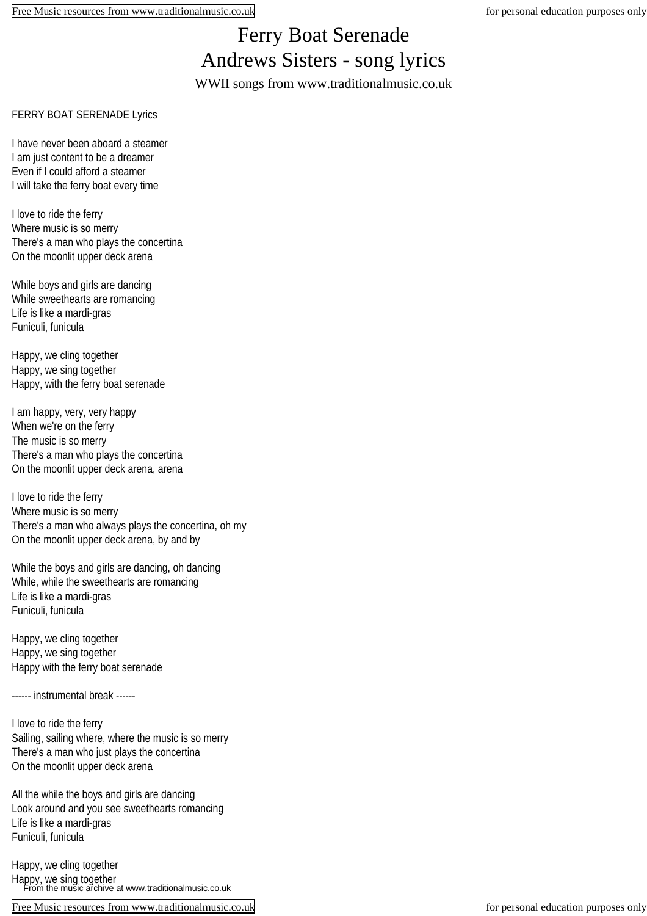# Ferry Boat Serenade
# Andrews Sisters - song lyrics

WWII songs from www.traditionalmusic.co.uk

FERRY BOAT SERENADE Lyrics

I have never been aboard a steamer
I am just content to be a dreamer
Even if I could afford a steamer
I will take the ferry boat every time

I love to ride the ferry
Where music is so merry
There's a man who plays the concertina
On the moonlit upper deck arena

While boys and girls are dancing
While sweethearts are romancing
Life is like a mardi-gras
Funiculi, funicula

Happy, we cling together
Happy, we sing together
Happy, with the ferry boat serenade

I am happy, very, very happy
When we're on the ferry
The music is so merry
There's a man who plays the concertina
On the moonlit upper deck arena, arena

I love to ride the ferry
Where music is so merry
There's a man who always plays the concertina, oh my
On the moonlit upper deck arena, by and by

While the boys and girls are dancing, oh dancing
While, while the sweethearts are romancing
Life is like a mardi-gras
Funiculi, funicula

Happy, we cling together
Happy, we sing together
Happy with the ferry boat serenade

------ instrumental break ------

I love to ride the ferry
Sailing, sailing where, where the music is so merry
There's a man who just plays the concertina
On the moonlit upper deck arena

All the while the boys and girls are dancing
Look around and you see sweethearts romancing
Life is like a mardi-gras
Funiculi, funicula

Happy, we cling together
Happy, we sing together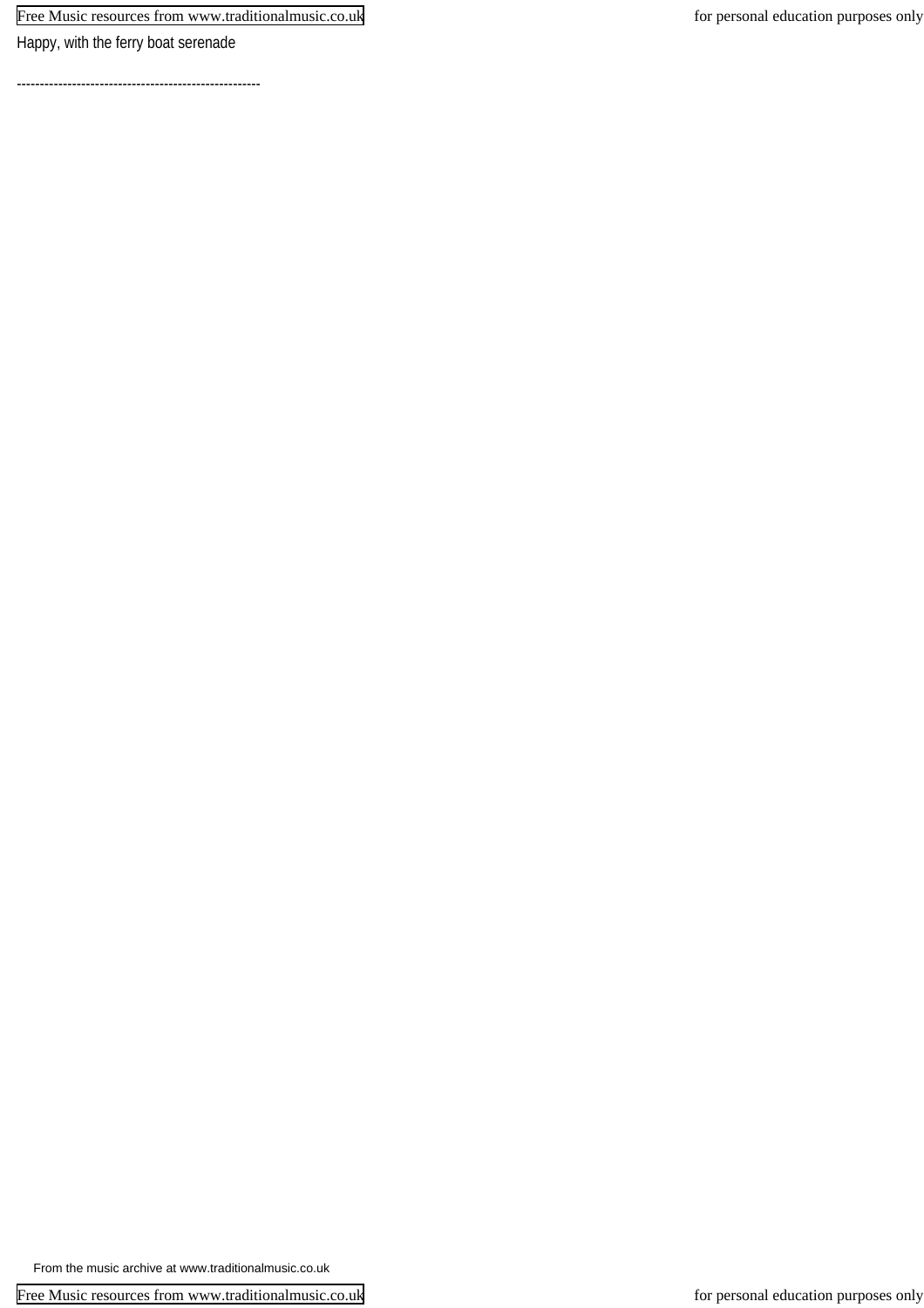Happy, with the ferry boat serenade

-----------------------------------------------------

From the music archive at www.traditionalmusic.co.uk